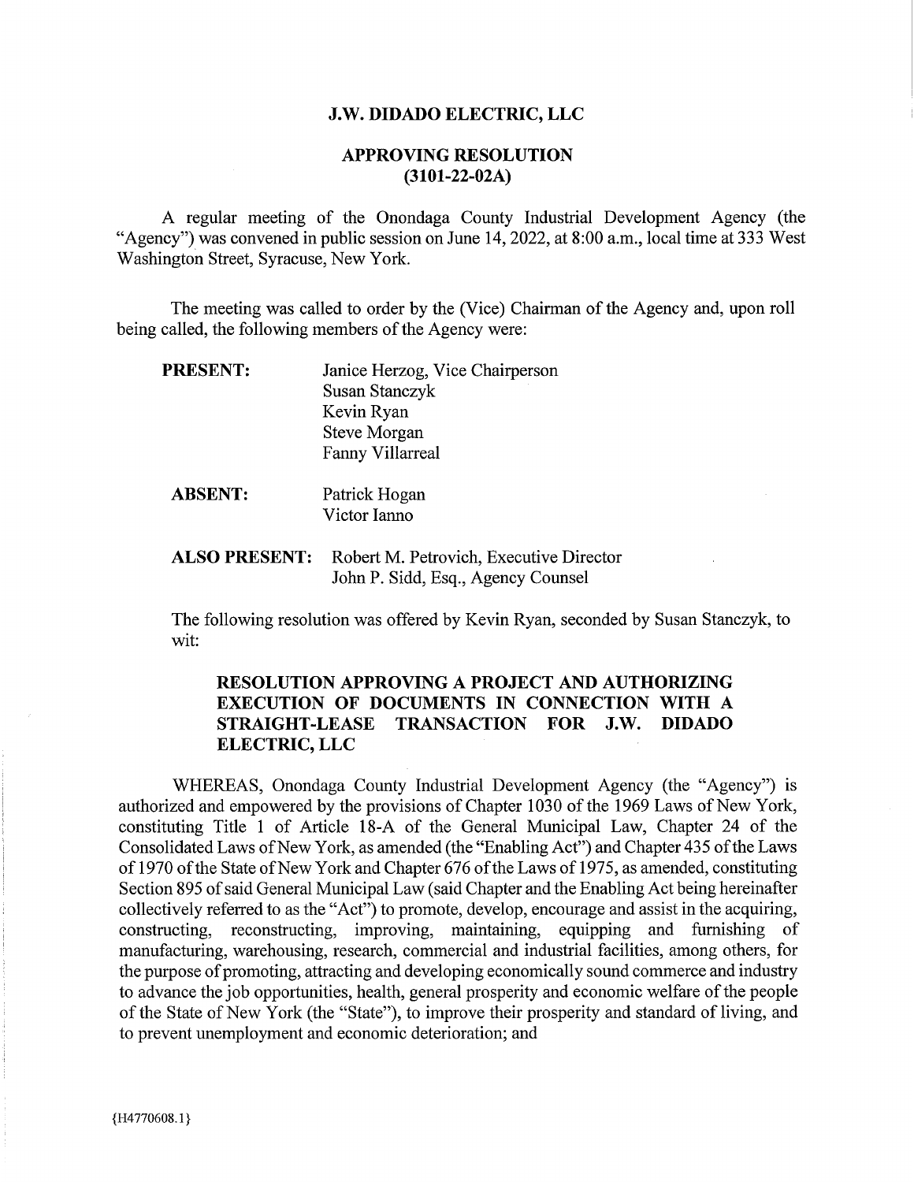# J.W. DIDADO ELECTRIC, LLC

## APPROVING RESOLUTION
## (3101-22-02A)

A regular meeting of the Onondaga County Industrial Development Agency (the "Agency") was convened in public session on June 14, 2022, at 8:00 a.m., local time at 333 West Washington Street, Syracuse, New York.

The meeting was called to order by the (Vice) Chairman of the Agency and, upon roll being called, the following members of the Agency were:

**PRESENT:** Janice Herzog, Vice Chairperson
Susan Stanczyk
Kevin Ryan
Steve Morgan
Fanny Villarreal

**ABSENT:** Patrick Hogan
Victor Ianno

**ALSO PRESENT:** Robert M. Petrovich, Executive Director
John P. Sidd, Esq., Agency Counsel

The following resolution was offered by Kevin Ryan, seconded by Susan Stanczyk, to wit:

**RESOLUTION APPROVING A PROJECT AND AUTHORIZING EXECUTION OF DOCUMENTS IN CONNECTION WITH A STRAIGHT-LEASE TRANSACTION FOR J.W. DIDADO ELECTRIC, LLC**

WHEREAS, Onondaga County Industrial Development Agency (the "Agency") is authorized and empowered by the provisions of Chapter 1030 of the 1969 Laws of New York, constituting Title 1 of Article 18-A of the General Municipal Law, Chapter 24 of the Consolidated Laws of New York, as amended (the "Enabling Act") and Chapter 435 of the Laws of 1970 of the State of New York and Chapter 676 of the Laws of 1975, as amended, constituting Section 895 of said General Municipal Law (said Chapter and the Enabling Act being hereinafter collectively referred to as the "Act") to promote, develop, encourage and assist in the acquiring, constructing, reconstructing, improving, maintaining, equipping and furnishing of manufacturing, warehousing, research, commercial and industrial facilities, among others, for the purpose of promoting, attracting and developing economically sound commerce and industry to advance the job opportunities, health, general prosperity and economic welfare of the people of the State of New York (the "State"), to improve their prosperity and standard of living, and to prevent unemployment and economic deterioration; and

{H4770608.1}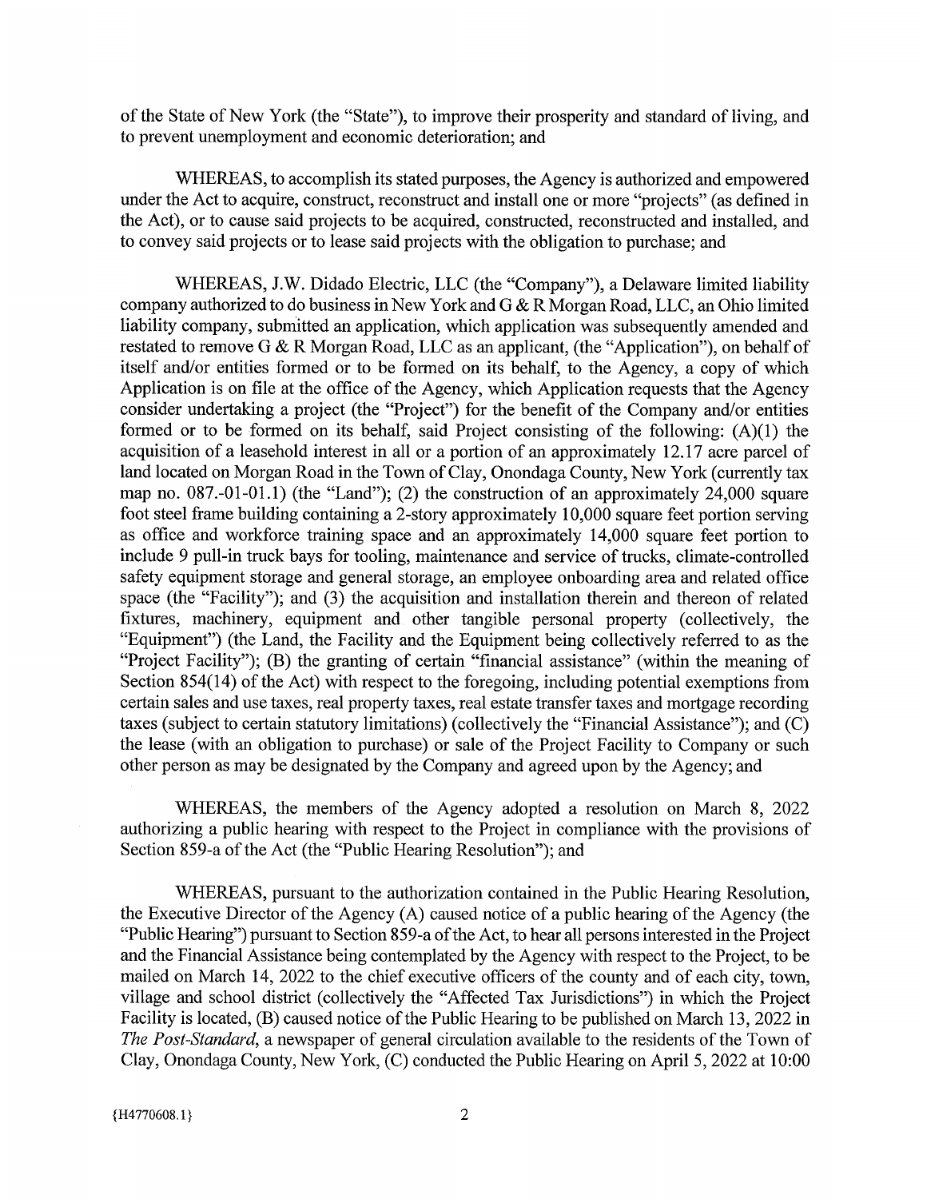of the State of New York (the "State"), to improve their prosperity and standard of living, and to prevent unemployment and economic deterioration; and

WHEREAS, to accomplish its stated purposes, the Agency is authorized and empowered under the Act to acquire, construct, reconstruct and install one or more "projects" (as defined in the Act), or to cause said projects to be acquired, constructed, reconstructed and installed, and to convey said projects or to lease said projects with the obligation to purchase; and

WHEREAS, J.W. Didado Electric, LLC (the "Company"), a Delaware limited liability company authorized to do business in New York and G & R Morgan Road, LLC, an Ohio limited liability company, submitted an application, which application was subsequently amended and restated to remove G & R Morgan Road, LLC as an applicant, (the "Application"), on behalf of itself and/or entities formed or to be formed on its behalf, to the Agency, a copy of which Application is on file at the office of the Agency, which Application requests that the Agency consider undertaking a project (the "Project") for the benefit of the Company and/or entities formed or to be formed on its behalf, said Project consisting of the following: (A)(1) the acquisition of a leasehold interest in all or a portion of an approximately 12.17 acre parcel of land located on Morgan Road in the Town of Clay, Onondaga County, New York (currently tax map no. 087.-01-01.1) (the "Land"); (2) the construction of an approximately 24,000 square foot steel frame building containing a 2-story approximately 10,000 square feet portion serving as office and workforce training space and an approximately 14,000 square feet portion to include 9 pull-in truck bays for tooling, maintenance and service of trucks, climate-controlled safety equipment storage and general storage, an employee onboarding area and related office space (the "Facility"); and (3) the acquisition and installation therein and thereon of related fixtures, machinery, equipment and other tangible personal property (collectively, the "Equipment") (the Land, the Facility and the Equipment being collectively referred to as the "Project Facility"); (B) the granting of certain "financial assistance" (within the meaning of Section 854(14) of the Act) with respect to the foregoing, including potential exemptions from certain sales and use taxes, real property taxes, real estate transfer taxes and mortgage recording taxes (subject to certain statutory limitations) (collectively the "Financial Assistance"); and (C) the lease (with an obligation to purchase) or sale of the Project Facility to Company or such other person as may be designated by the Company and agreed upon by the Agency; and

WHEREAS, the members of the Agency adopted a resolution on March 8, 2022 authorizing a public hearing with respect to the Project in compliance with the provisions of Section 859-a of the Act (the "Public Hearing Resolution"); and

WHEREAS, pursuant to the authorization contained in the Public Hearing Resolution, the Executive Director of the Agency (A) caused notice of a public hearing of the Agency (the "Public Hearing") pursuant to Section 859-a of the Act, to hear all persons interested in the Project and the Financial Assistance being contemplated by the Agency with respect to the Project, to be mailed on March 14, 2022 to the chief executive officers of the county and of each city, town, village and school district (collectively the "Affected Tax Jurisdictions") in which the Project Facility is located, (B) caused notice of the Public Hearing to be published on March 13, 2022 in *The Post-Standard*, a newspaper of general circulation available to the residents of the Town of Clay, Onondaga County, New York, (C) conducted the Public Hearing on April 5, 2022 at 10:00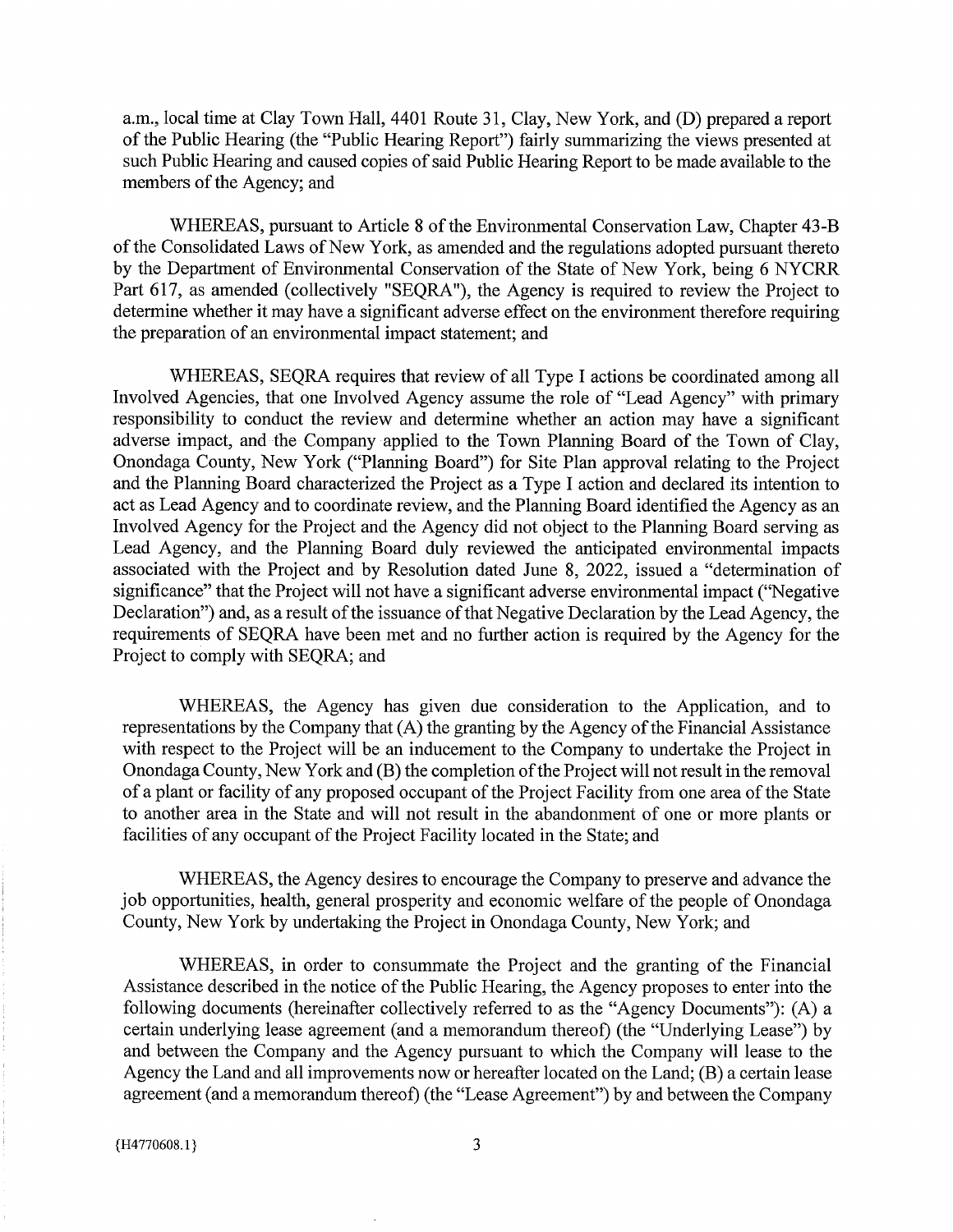a.m., local time at Clay Town Hall, 4401 Route 31, Clay, New York, and (D) prepared a report of the Public Hearing (the "Public Hearing Report") fairly summarizing the views presented at such Public Hearing and caused copies of said Public Hearing Report to be made available to the members of the Agency; and

WHEREAS, pursuant to Article 8 of the Environmental Conservation Law, Chapter 43-B of the Consolidated Laws of New York, as amended and the regulations adopted pursuant thereto by the Department of Environmental Conservation of the State of New York, being 6 NYCRR Part 617, as amended (collectively "SEQRA"), the Agency is required to review the Project to determine whether it may have a significant adverse effect on the environment therefore requiring the preparation of an environmental impact statement; and

WHEREAS, SEQRA requires that review of all Type I actions be coordinated among all Involved Agencies, that one Involved Agency assume the role of "Lead Agency" with primary responsibility to conduct the review and determine whether an action may have a significant adverse impact, and the Company applied to the Town Planning Board of the Town of Clay, Onondaga County, New York ("Planning Board") for Site Plan approval relating to the Project and the Planning Board characterized the Project as a Type I action and declared its intention to act as Lead Agency and to coordinate review, and the Planning Board identified the Agency as an Involved Agency for the Project and the Agency did not object to the Planning Board serving as Lead Agency, and the Planning Board duly reviewed the anticipated environmental impacts associated with the Project and by Resolution dated June 8, 2022, issued a "determination of significance" that the Project will not have a significant adverse environmental impact ("Negative Declaration") and, as a result of the issuance of that Negative Declaration by the Lead Agency, the requirements of SEQRA have been met and no further action is required by the Agency for the Project to comply with SEQRA; and

WHEREAS, the Agency has given due consideration to the Application, and to representations by the Company that (A) the granting by the Agency of the Financial Assistance with respect to the Project will be an inducement to the Company to undertake the Project in Onondaga County, New York and (B) the completion of the Project will not result in the removal of a plant or facility of any proposed occupant of the Project Facility from one area of the State to another area in the State and will not result in the abandonment of one or more plants or facilities of any occupant of the Project Facility located in the State; and

WHEREAS, the Agency desires to encourage the Company to preserve and advance the job opportunities, health, general prosperity and economic welfare of the people of Onondaga County, New York by undertaking the Project in Onondaga County, New York; and

WHEREAS, in order to consummate the Project and the granting of the Financial Assistance described in the notice of the Public Hearing, the Agency proposes to enter into the following documents (hereinafter collectively referred to as the "Agency Documents"): (A) a certain underlying lease agreement (and a memorandum thereof) (the "Underlying Lease") by and between the Company and the Agency pursuant to which the Company will lease to the Agency the Land and all improvements now or hereafter located on the Land; (B) a certain lease agreement (and a memorandum thereof) (the "Lease Agreement") by and between the Company

{H4770608.1}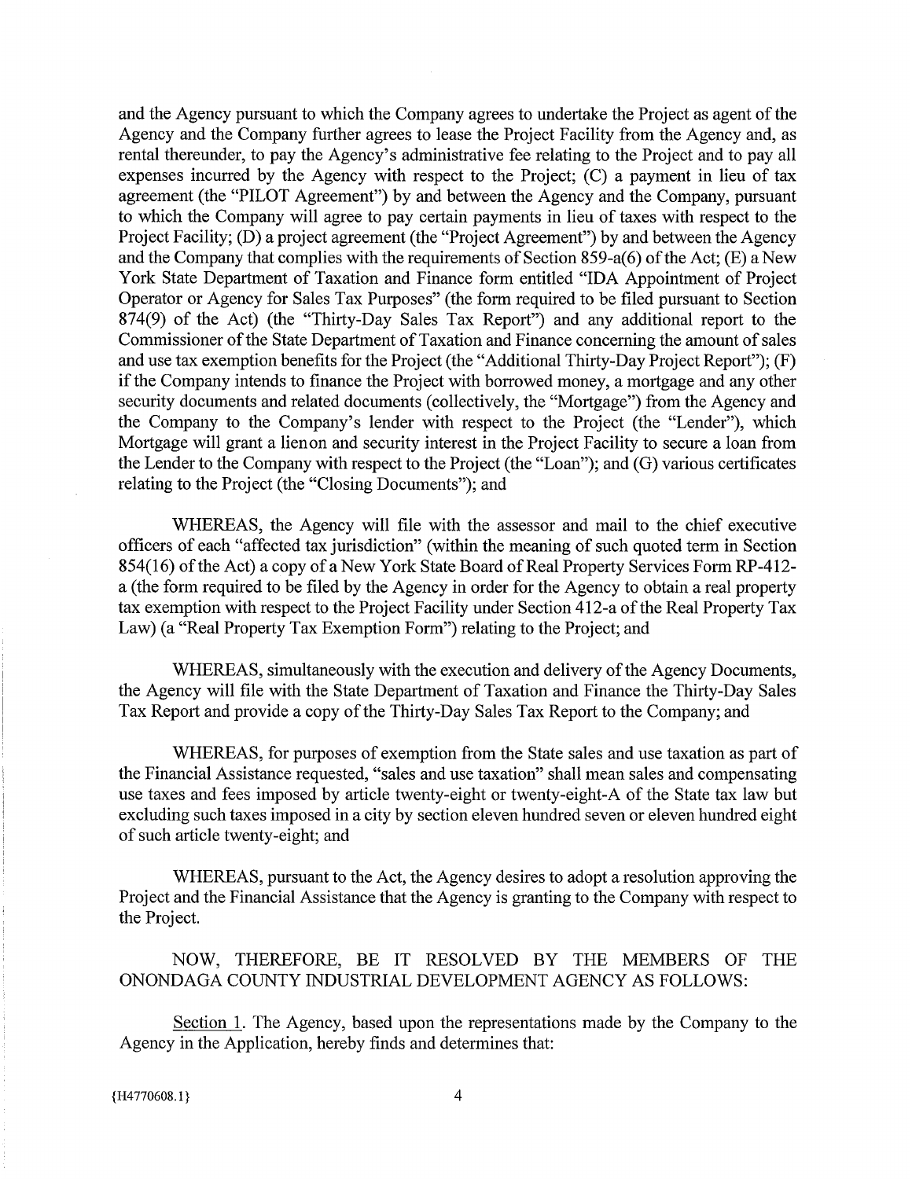and the Agency pursuant to which the Company agrees to undertake the Project as agent of the Agency and the Company further agrees to lease the Project Facility from the Agency and, as rental thereunder, to pay the Agency's administrative fee relating to the Project and to pay all expenses incurred by the Agency with respect to the Project; (C) a payment in lieu of tax agreement (the "PILOT Agreement") by and between the Agency and the Company, pursuant to which the Company will agree to pay certain payments in lieu of taxes with respect to the Project Facility; (D) a project agreement (the "Project Agreement") by and between the Agency and the Company that complies with the requirements of Section 859-a(6) of the Act; (E) a New York State Department of Taxation and Finance form entitled "IDA Appointment of Project Operator or Agency for Sales Tax Purposes" (the form required to be filed pursuant to Section 874(9) of the Act) (the "Thirty-Day Sales Tax Report") and any additional report to the Commissioner of the State Department of Taxation and Finance concerning the amount of sales and use tax exemption benefits for the Project (the "Additional Thirty-Day Project Report"); (F) if the Company intends to finance the Project with borrowed money, a mortgage and any other security documents and related documents (collectively, the "Mortgage") from the Agency and the Company to the Company's lender with respect to the Project (the "Lender"), which Mortgage will grant a lienon and security interest in the Project Facility to secure a loan from the Lender to the Company with respect to the Project (the "Loan"); and (G) various certificates relating to the Project (the "Closing Documents"); and

WHEREAS, the Agency will file with the assessor and mail to the chief executive officers of each "affected tax jurisdiction" (within the meaning of such quoted term in Section 854(16) of the Act) a copy of a New York State Board of Real Property Services Form RP-412-a (the form required to be filed by the Agency in order for the Agency to obtain a real property tax exemption with respect to the Project Facility under Section 412-a of the Real Property Tax Law) (a "Real Property Tax Exemption Form") relating to the Project; and

WHEREAS, simultaneously with the execution and delivery of the Agency Documents, the Agency will file with the State Department of Taxation and Finance the Thirty-Day Sales Tax Report and provide a copy of the Thirty-Day Sales Tax Report to the Company; and

WHEREAS, for purposes of exemption from the State sales and use taxation as part of the Financial Assistance requested, "sales and use taxation" shall mean sales and compensating use taxes and fees imposed by article twenty-eight or twenty-eight-A of the State tax law but excluding such taxes imposed in a city by section eleven hundred seven or eleven hundred eight of such article twenty-eight; and

WHEREAS, pursuant to the Act, the Agency desires to adopt a resolution approving the Project and the Financial Assistance that the Agency is granting to the Company with respect to the Project.

NOW, THEREFORE, BE IT RESOLVED BY THE MEMBERS OF THE ONONDAGA COUNTY INDUSTRIAL DEVELOPMENT AGENCY AS FOLLOWS:

Section 1. The Agency, based upon the representations made by the Company to the Agency in the Application, hereby finds and determines that:

{H4770608.1}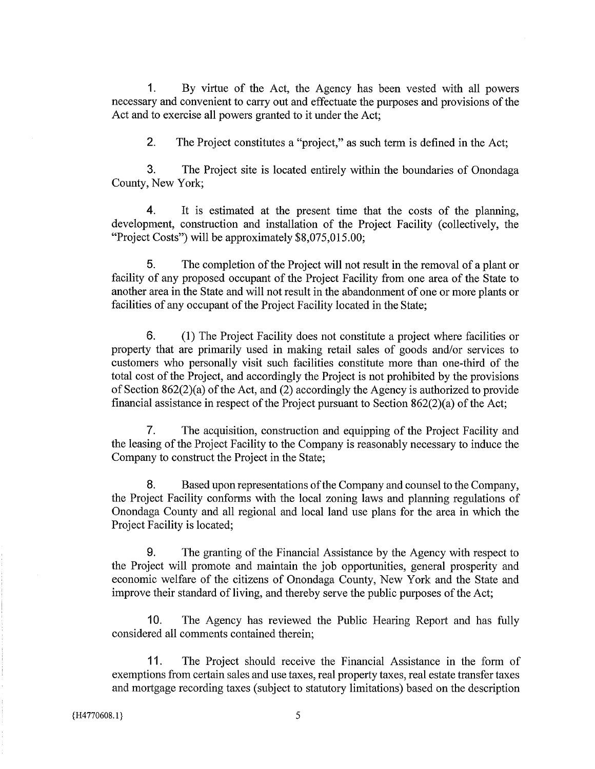1. By virtue of the Act, the Agency has been vested with all powers necessary and convenient to carry out and effectuate the purposes and provisions of the Act and to exercise all powers granted to it under the Act;

2. The Project constitutes a "project," as such term is defined in the Act;

3. The Project site is located entirely within the boundaries of Onondaga County, New York;

4. It is estimated at the present time that the costs of the planning, development, construction and installation of the Project Facility (collectively, the "Project Costs") will be approximately $8,075,015.00;

5. The completion of the Project will not result in the removal of a plant or facility of any proposed occupant of the Project Facility from one area of the State to another area in the State and will not result in the abandonment of one or more plants or facilities of any occupant of the Project Facility located in the State;

6. (1) The Project Facility does not constitute a project where facilities or property that are primarily used in making retail sales of goods and/or services to customers who personally visit such facilities constitute more than one-third of the total cost of the Project, and accordingly the Project is not prohibited by the provisions of Section 862(2)(a) of the Act, and (2) accordingly the Agency is authorized to provide financial assistance in respect of the Project pursuant to Section 862(2)(a) of the Act;

7. The acquisition, construction and equipping of the Project Facility and the leasing of the Project Facility to the Company is reasonably necessary to induce the Company to construct the Project in the State;

8. Based upon representations of the Company and counsel to the Company, the Project Facility conforms with the local zoning laws and planning regulations of Onondaga County and all regional and local land use plans for the area in which the Project Facility is located;

9. The granting of the Financial Assistance by the Agency with respect to the Project will promote and maintain the job opportunities, general prosperity and economic welfare of the citizens of Onondaga County, New York and the State and improve their standard of living, and thereby serve the public purposes of the Act;

10. The Agency has reviewed the Public Hearing Report and has fully considered all comments contained therein;

11. The Project should receive the Financial Assistance in the form of exemptions from certain sales and use taxes, real property taxes, real estate transfer taxes and mortgage recording taxes (subject to statutory limitations) based on the description

{H4770608.1}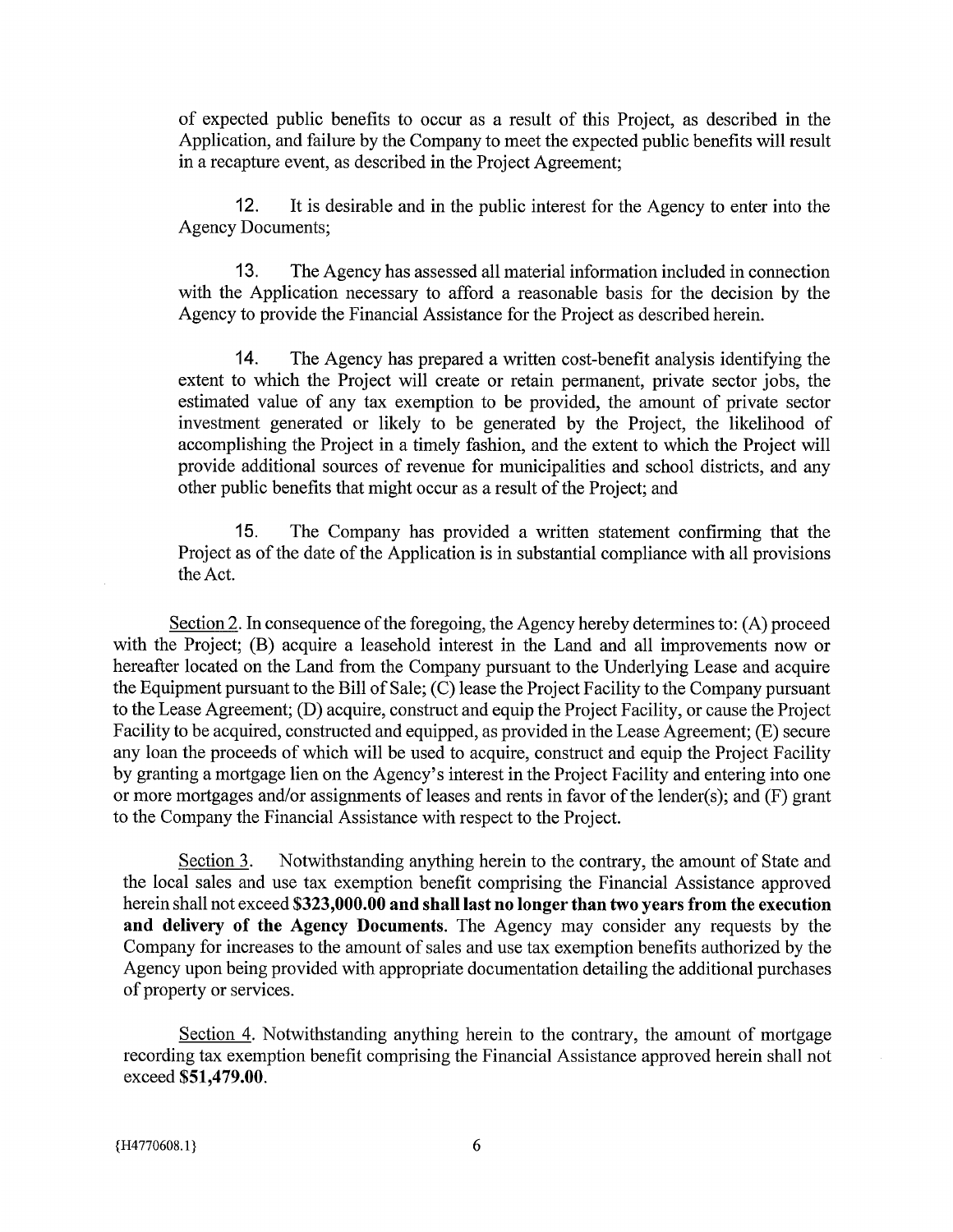of expected public benefits to occur as a result of this Project, as described in the Application, and failure by the Company to meet the expected public benefits will result in a recapture event, as described in the Project Agreement;

12. It is desirable and in the public interest for the Agency to enter into the Agency Documents;

13. The Agency has assessed all material information included in connection with the Application necessary to afford a reasonable basis for the decision by the Agency to provide the Financial Assistance for the Project as described herein.

14. The Agency has prepared a written cost-benefit analysis identifying the extent to which the Project will create or retain permanent, private sector jobs, the estimated value of any tax exemption to be provided, the amount of private sector investment generated or likely to be generated by the Project, the likelihood of accomplishing the Project in a timely fashion, and the extent to which the Project will provide additional sources of revenue for municipalities and school districts, and any other public benefits that might occur as a result of the Project; and

15. The Company has provided a written statement confirming that the Project as of the date of the Application is in substantial compliance with all provisions the Act.

Section 2. In consequence of the foregoing, the Agency hereby determines to: (A) proceed with the Project; (B) acquire a leasehold interest in the Land and all improvements now or hereafter located on the Land from the Company pursuant to the Underlying Lease and acquire the Equipment pursuant to the Bill of Sale; (C) lease the Project Facility to the Company pursuant to the Lease Agreement; (D) acquire, construct and equip the Project Facility, or cause the Project Facility to be acquired, constructed and equipped, as provided in the Lease Agreement; (E) secure any loan the proceeds of which will be used to acquire, construct and equip the Project Facility by granting a mortgage lien on the Agency's interest in the Project Facility and entering into one or more mortgages and/or assignments of leases and rents in favor of the lender(s); and (F) grant to the Company the Financial Assistance with respect to the Project.

Section 3. Notwithstanding anything herein to the contrary, the amount of State and the local sales and use tax exemption benefit comprising the Financial Assistance approved herein shall not exceed **$323,000.00 and shall last no longer than two years from the execution and delivery of the Agency Documents**. The Agency may consider any requests by the Company for increases to the amount of sales and use tax exemption benefits authorized by the Agency upon being provided with appropriate documentation detailing the additional purchases of property or services.

Section 4. Notwithstanding anything herein to the contrary, the amount of mortgage recording tax exemption benefit comprising the Financial Assistance approved herein shall not exceed **$51,479.00**.

{H4770608.1}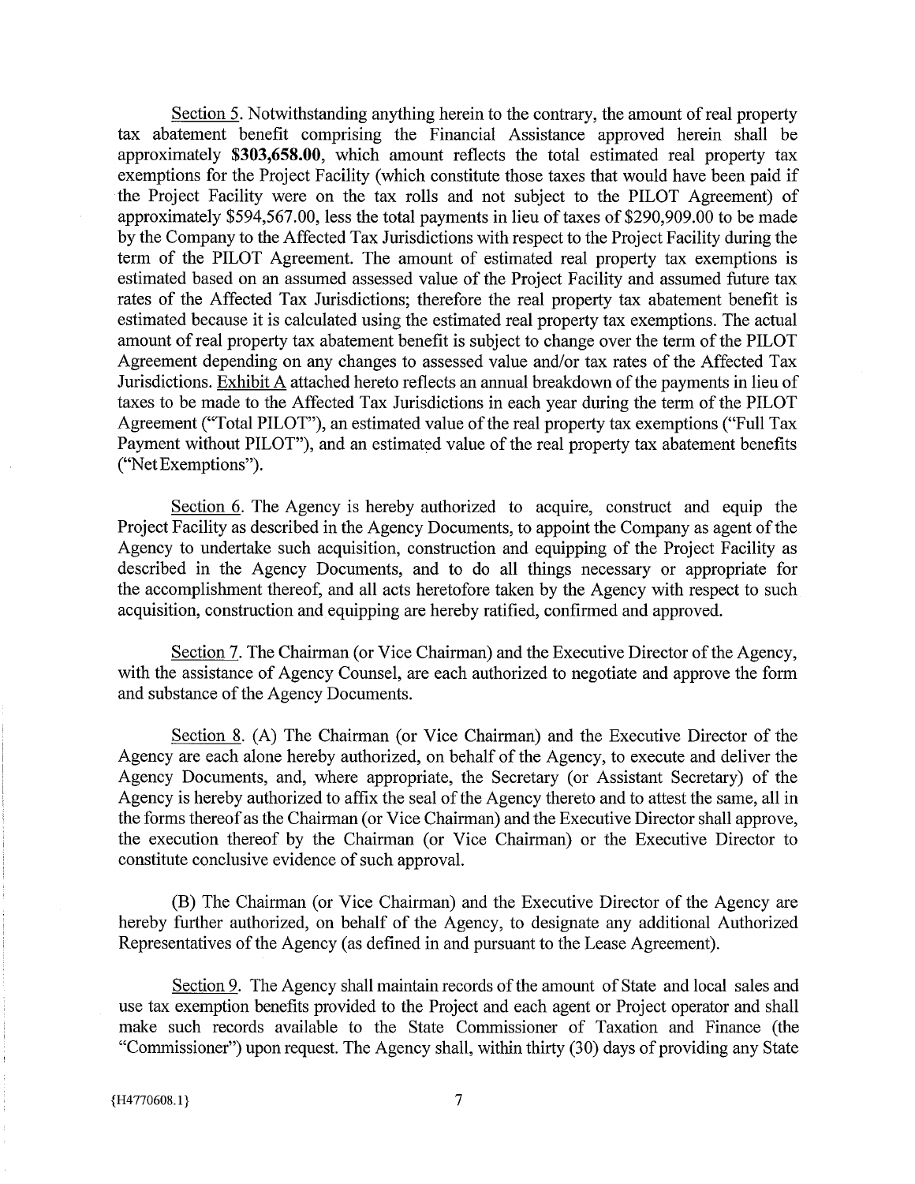Section 5. Notwithstanding anything herein to the contrary, the amount of real property tax abatement benefit comprising the Financial Assistance approved herein shall be approximately **$303,658.00**, which amount reflects the total estimated real property tax exemptions for the Project Facility (which constitute those taxes that would have been paid if the Project Facility were on the tax rolls and not subject to the PILOT Agreement) of approximately $594,567.00, less the total payments in lieu of taxes of $290,909.00 to be made by the Company to the Affected Tax Jurisdictions with respect to the Project Facility during the term of the PILOT Agreement. The amount of estimated real property tax exemptions is estimated based on an assumed assessed value of the Project Facility and assumed future tax rates of the Affected Tax Jurisdictions; therefore the real property tax abatement benefit is estimated because it is calculated using the estimated real property tax exemptions. The actual amount of real property tax abatement benefit is subject to change over the term of the PILOT Agreement depending on any changes to assessed value and/or tax rates of the Affected Tax Jurisdictions. Exhibit A attached hereto reflects an annual breakdown of the payments in lieu of taxes to be made to the Affected Tax Jurisdictions in each year during the term of the PILOT Agreement ("Total PILOT"), an estimated value of the real property tax exemptions ("Full Tax Payment without PILOT"), and an estimated value of the real property tax abatement benefits ("Net Exemptions").

Section 6. The Agency is hereby authorized to acquire, construct and equip the Project Facility as described in the Agency Documents, to appoint the Company as agent of the Agency to undertake such acquisition, construction and equipping of the Project Facility as described in the Agency Documents, and to do all things necessary or appropriate for the accomplishment thereof, and all acts heretofore taken by the Agency with respect to such acquisition, construction and equipping are hereby ratified, confirmed and approved.

Section 7. The Chairman (or Vice Chairman) and the Executive Director of the Agency, with the assistance of Agency Counsel, are each authorized to negotiate and approve the form and substance of the Agency Documents.

Section 8. (A) The Chairman (or Vice Chairman) and the Executive Director of the Agency are each alone hereby authorized, on behalf of the Agency, to execute and deliver the Agency Documents, and, where appropriate, the Secretary (or Assistant Secretary) of the Agency is hereby authorized to affix the seal of the Agency thereto and to attest the same, all in the forms thereof as the Chairman (or Vice Chairman) and the Executive Director shall approve, the execution thereof by the Chairman (or Vice Chairman) or the Executive Director to constitute conclusive evidence of such approval.

(B) The Chairman (or Vice Chairman) and the Executive Director of the Agency are hereby further authorized, on behalf of the Agency, to designate any additional Authorized Representatives of the Agency (as defined in and pursuant to the Lease Agreement).

Section 9. The Agency shall maintain records of the amount of State and local sales and use tax exemption benefits provided to the Project and each agent or Project operator and shall make such records available to the State Commissioner of Taxation and Finance (the "Commissioner") upon request. The Agency shall, within thirty (30) days of providing any State

{H4770608.1}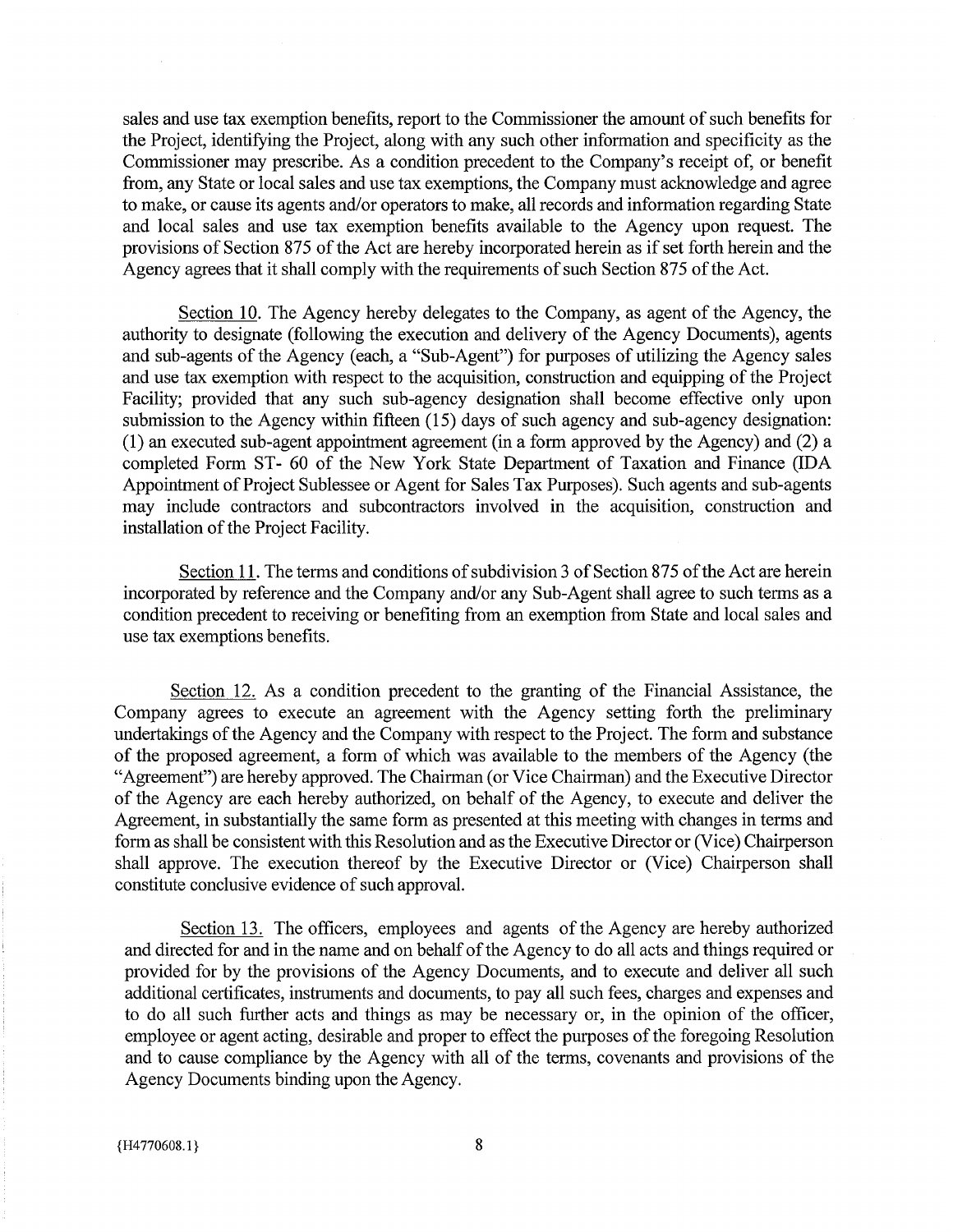sales and use tax exemption benefits, report to the Commissioner the amount of such benefits for the Project, identifying the Project, along with any such other information and specificity as the Commissioner may prescribe. As a condition precedent to the Company's receipt of, or benefit from, any State or local sales and use tax exemptions, the Company must acknowledge and agree to make, or cause its agents and/or operators to make, all records and information regarding State and local sales and use tax exemption benefits available to the Agency upon request. The provisions of Section 875 of the Act are hereby incorporated herein as if set forth herein and the Agency agrees that it shall comply with the requirements of such Section 875 of the Act.

Section 10. The Agency hereby delegates to the Company, as agent of the Agency, the authority to designate (following the execution and delivery of the Agency Documents), agents and sub-agents of the Agency (each, a "Sub-Agent") for purposes of utilizing the Agency sales and use tax exemption with respect to the acquisition, construction and equipping of the Project Facility; provided that any such sub-agency designation shall become effective only upon submission to the Agency within fifteen (15) days of such agency and sub-agency designation: (1) an executed sub-agent appointment agreement (in a form approved by the Agency) and (2) a completed Form ST- 60 of the New York State Department of Taxation and Finance (IDA Appointment of Project Sublessee or Agent for Sales Tax Purposes). Such agents and sub-agents may include contractors and subcontractors involved in the acquisition, construction and installation of the Project Facility.

Section 11. The terms and conditions of subdivision 3 of Section 875 of the Act are herein incorporated by reference and the Company and/or any Sub-Agent shall agree to such terms as a condition precedent to receiving or benefiting from an exemption from State and local sales and use tax exemptions benefits.

Section 12. As a condition precedent to the granting of the Financial Assistance, the Company agrees to execute an agreement with the Agency setting forth the preliminary undertakings of the Agency and the Company with respect to the Project. The form and substance of the proposed agreement, a form of which was available to the members of the Agency (the "Agreement") are hereby approved. The Chairman (or Vice Chairman) and the Executive Director of the Agency are each hereby authorized, on behalf of the Agency, to execute and deliver the Agreement, in substantially the same form as presented at this meeting with changes in terms and form as shall be consistent with this Resolution and as the Executive Director or (Vice) Chairperson shall approve. The execution thereof by the Executive Director or (Vice) Chairperson shall constitute conclusive evidence of such approval.

Section 13. The officers, employees and agents of the Agency are hereby authorized and directed for and in the name and on behalf of the Agency to do all acts and things required or provided for by the provisions of the Agency Documents, and to execute and deliver all such additional certificates, instruments and documents, to pay all such fees, charges and expenses and to do all such further acts and things as may be necessary or, in the opinion of the officer, employee or agent acting, desirable and proper to effect the purposes of the foregoing Resolution and to cause compliance by the Agency with all of the terms, covenants and provisions of the Agency Documents binding upon the Agency.

{H4770608.1}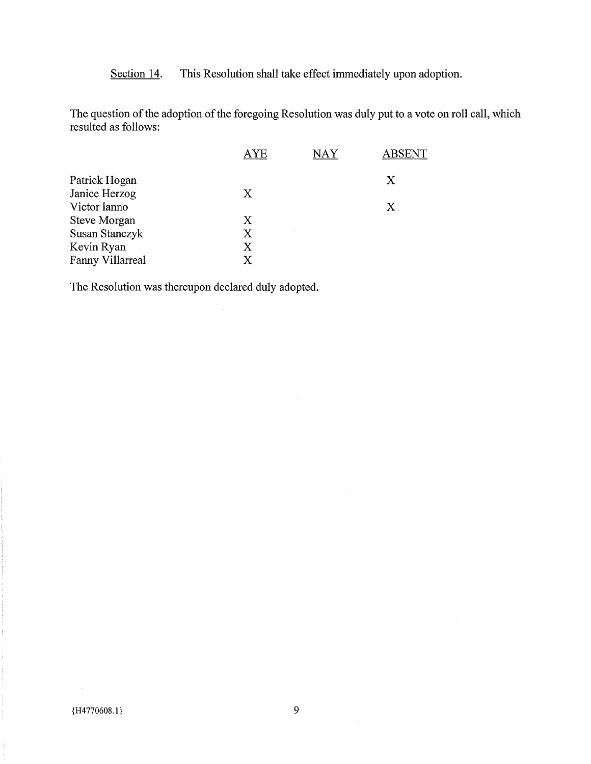Section 14. This Resolution shall take effect immediately upon adoption.

The question of the adoption of the foregoing Resolution was duly put to a vote on roll call, which resulted as follows:

| | AYE | NAY | ABSENT |
|---|---|---|---|
| Patrick Hogan | | | X |
| Janice Herzog | X | | |
| Victor Ianno | | | X |
| Steve Morgan | X | | |
| Susan Stanczyk | X | | |
| Kevin Ryan | X | | |
| Fanny Villarreal | X | | |

The Resolution was thereupon declared duly adopted.

{H4770608.1}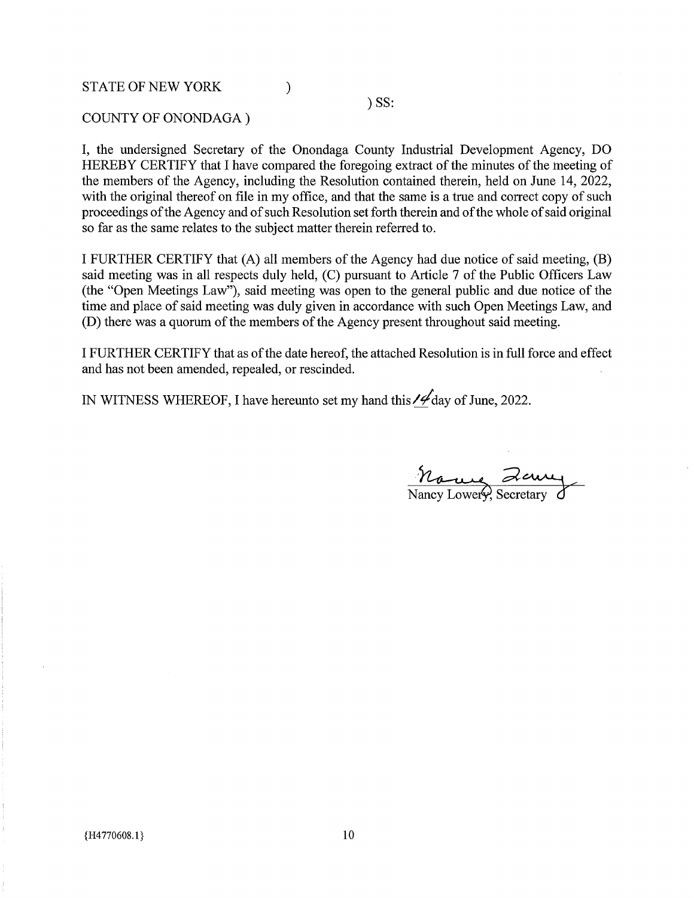STATE OF NEW YORK )

) SS:

COUNTY OF ONONDAGA )

I, the undersigned Secretary of the Onondaga County Industrial Development Agency, DO HEREBY CERTIFY that I have compared the foregoing extract of the minutes of the meeting of the members of the Agency, including the Resolution contained therein, held on June 14, 2022, with the original thereof on file in my office, and that the same is a true and correct copy of such proceedings of the Agency and of such Resolution set forth therein and of the whole of said original so far as the same relates to the subject matter therein referred to.

I FURTHER CERTIFY that (A) all members of the Agency had due notice of said meeting, (B) said meeting was in all respects duly held, (C) pursuant to Article 7 of the Public Officers Law (the "Open Meetings Law"), said meeting was open to the general public and due notice of the time and place of said meeting was duly given in accordance with such Open Meetings Law, and (D) there was a quorum of the members of the Agency present throughout said meeting.

I FURTHER CERTIFY that as of the date hereof, the attached Resolution is in full force and effect and has not been amended, repealed, or rescinded.

IN WITNESS WHEREOF, I have hereunto set my hand this 14 day of June, 2022.

Nancy Lowery, Secretary

{H4770608.1}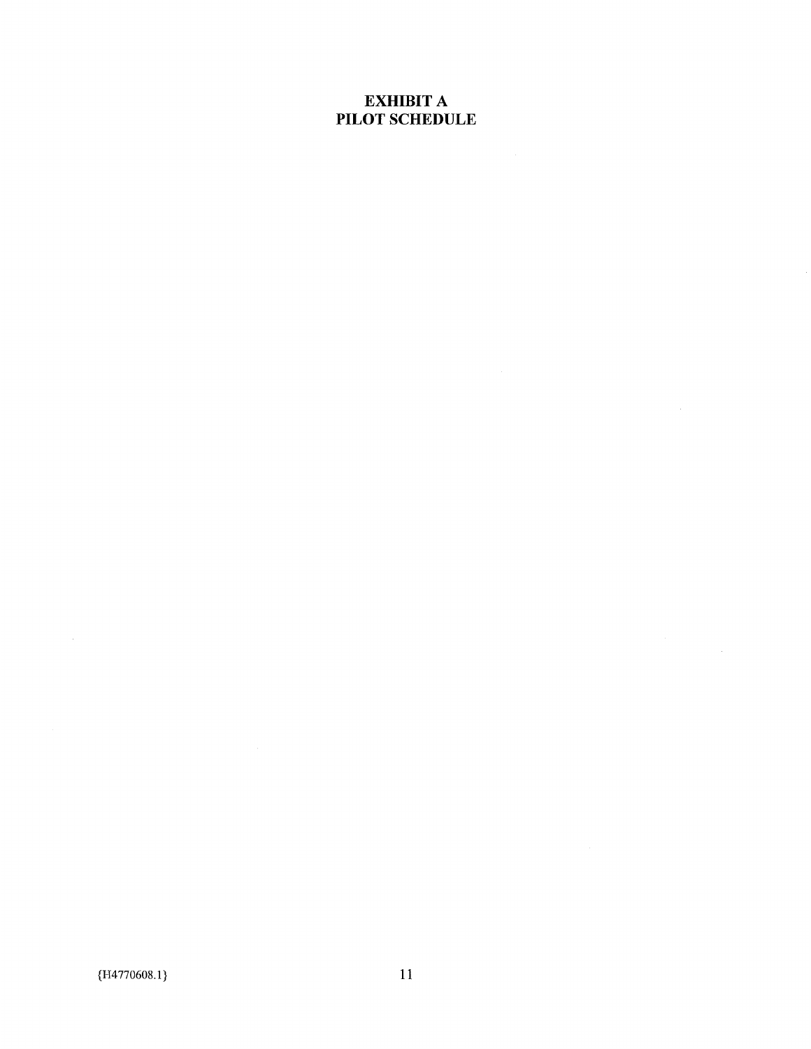# EXHIBIT A
# PILOT SCHEDULE

{H4770608.1}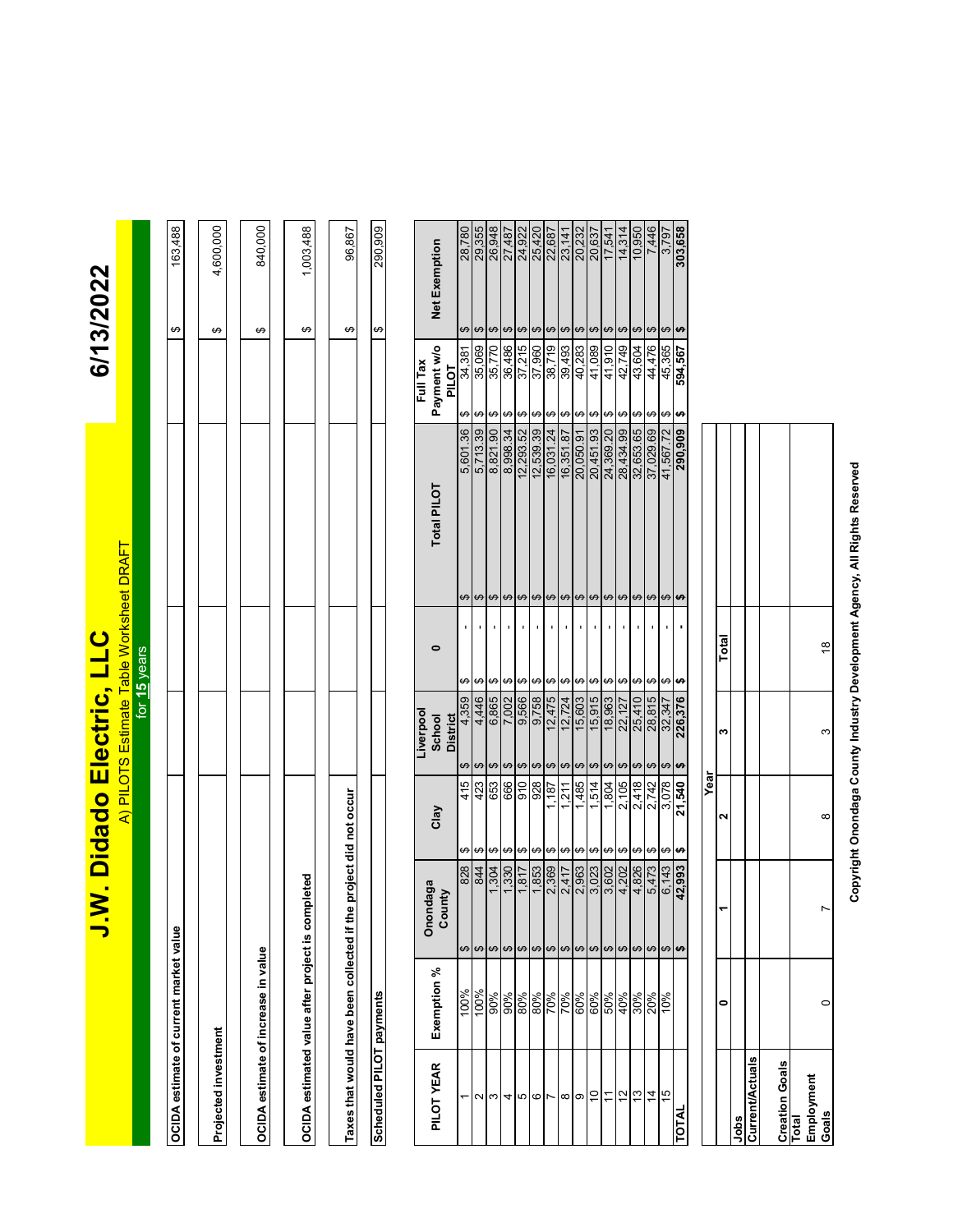# J.W. Didado Electric, LLC

**6/13/2022**

A) PILOTS Estimate Table Worksheet DRAFT

for **15** years

| | | |
|---|---|---|
| **OCIDA estimate of current market value** | $ | 163,488 |
| **Projected investment** | $ | 4,600,000 |
| **OCIDA estimate of increase in value** | $ | 840,000 |
| **OCIDA estimated value after project is completed** | $ | 1,003,488 |
| **Taxes that would have been collected if the project did not occur** | $ | 96,867 |
| **Scheduled PILOT payments** | $ | 290,909 |

| PILOT YEAR | Exemption % | Onondaga County | Clay | Liverpool School District | 0 | Total PILOT | Full Tax Payment w/o PILOT | Net Exemption |
|---|---|---|---|---|---|---|---|---|
| 1 | 100% | $ 828 | $ 415 | $ 4,359 | $ - | $ 5,601.36 | $ 34,381 | $ 28,780 |
| 2 | 100% | $ 844 | $ 423 | $ 4,446 | $ - | $ 5,713.39 | $ 35,069 | $ 29,355 |
| 3 | 90% | $ 1,304 | $ 653 | $ 6,865 | $ - | $ 8,821.90 | $ 35,770 | $ 26,948 |
| 4 | 90% | $ 1,330 | $ 666 | $ 7,002 | $ - | $ 8,998.34 | $ 36,486 | $ 27,487 |
| 5 | 80% | $ 1,817 | $ 910 | $ 9,566 | $ - | $ 12,293.52 | $ 37,215 | $ 24,922 |
| 6 | 80% | $ 1,853 | $ 928 | $ 9,758 | $ - | $ 12,539.39 | $ 37,960 | $ 25,420 |
| 7 | 70% | $ 2,369 | $ 1,187 | $ 12,475 | $ - | $ 16,031.24 | $ 38,719 | $ 22,687 |
| 8 | 70% | $ 2,417 | $ 1,211 | $ 12,724 | $ - | $ 16,351.87 | $ 39,493 | $ 23,141 |
| 9 | 60% | $ 2,963 | $ 1,485 | $ 15,603 | $ - | $ 20,050.91 | $ 40,283 | $ 20,232 |
| 10 | 60% | $ 3,023 | $ 1,514 | $ 15,915 | $ - | $ 20,451.93 | $ 41,089 | $ 20,637 |
| 11 | 50% | $ 3,602 | $ 1,804 | $ 18,963 | $ - | $ 24,369.20 | $ 41,910 | $ 17,541 |
| 12 | 40% | $ 4,202 | $ 2,105 | $ 22,127 | $ - | $ 28,434.99 | $ 42,749 | $ 14,314 |
| 13 | 30% | $ 4,826 | $ 2,418 | $ 25,410 | $ - | $ 32,653.65 | $ 43,604 | $ 10,950 |
| 14 | 20% | $ 5,473 | $ 2,742 | $ 28,815 | $ - | $ 37,029.69 | $ 44,476 | $ 7,446 |
| 15 | 10% | $ 6,143 | $ 3,078 | $ 32,347 | $ - | $ 41,567.72 | $ 45,365 | $ 3,797 |
| **TOTAL** | | **$ 42,993** | **$ 21,540** | **$ 226,376** | **$ -** | **$ 290,909** | **$ 594,567** | **$ 303,658** |

| | Year | | | | |
|---|---|---|---|---|---|
| **Jobs** | **0** | **1** | **2** | **3** | **Total** |
| **Current/Actuals** | | | | | |
| **Creation Goals** | | | | | |
| **Total Employment Goals** | 0 | 7 | 8 | 3 | 18 |

**Copyright Onondaga County Industry Development Agency, All Rights Reserved**